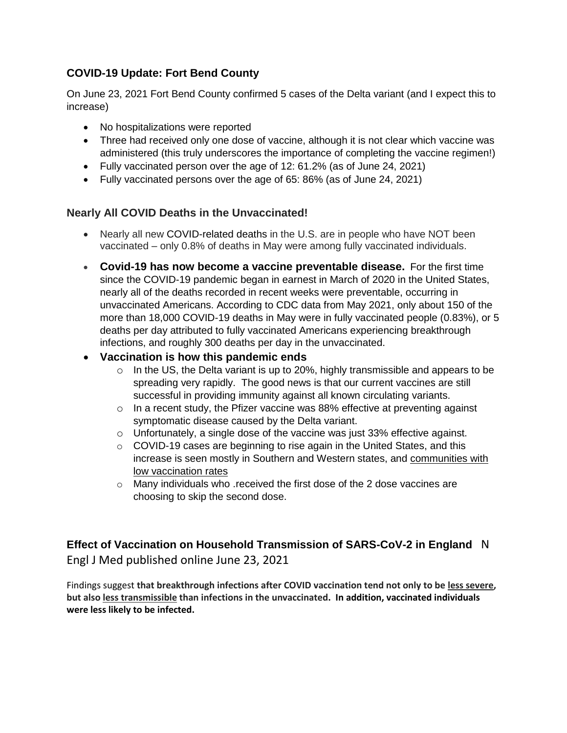## COVID-19 Update: Fort Bend County

On June 23, 2021 Fort Bend County confirmed 5 cases of the Delta variant (and I expect this to increase)

- No hospitalizations were reported
- Three had received only one dose of vaccine, although it is not clear which vaccine was administered (this truly underscores the importance of completing the vaccine regimen!)
- Fully vaccinated person over the age of 12: 61.2% (as of June 24, 2021)
- Fully vaccinated persons over the age of 65: 86% (as of June 24, 2021)

### Nearly All COVID Deaths in the Unvaccinated!

- Nearly all new COVID-related deaths in the U.S. are in people who have NOT been vaccinated – only 0.8% of deaths in May were among fully vaccinated individuals.
- **Covid-19 has now become a vaccine preventable disease.** For the first time since the COVID-19 pandemic began in earnest in March of 2020 in the United States, nearly all of the deaths recorded in recent weeks were preventable, occurring in unvaccinated Americans. According to CDC data from May 2021, only about 150 of the more than 18,000 COVID-19 deaths in May were in fully vaccinated people (0.83%), or 5 deaths per day attributed to fully vaccinated Americans experiencing breakthrough infections, and roughly 300 deaths per day in the unvaccinated.
- **Vaccination is how this pandemic ends**
  - In the US, the Delta variant is up to 20%, highly transmissible and appears to be spreading very rapidly. The good news is that our current vaccines are still successful in providing immunity against all known circulating variants.
  - In a recent study, the Pfizer vaccine was 88% effective at preventing against symptomatic disease caused by the Delta variant.
  - Unfortunately, a single dose of the vaccine was just 33% effective against.
  - COVID-19 cases are beginning to rise again in the United States, and this increase is seen mostly in Southern and Western states, and communities with low vaccination rates
  - Many individuals who .received the first dose of the 2 dose vaccines are choosing to skip the second dose.

### Effect of Vaccination on Household Transmission of SARS-CoV-2 in England N Engl J Med published online June 23, 2021

Findings suggest **that breakthrough infections after COVID vaccination tend not only to be less severe, but also less transmissible than infections in the unvaccinated. In addition, vaccinated individuals were less likely to be infected.**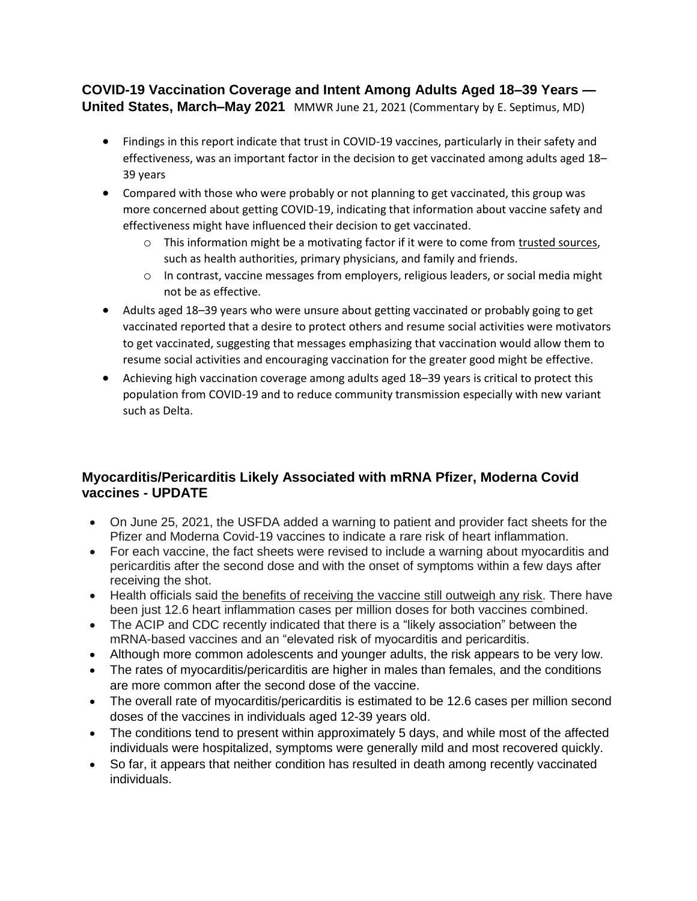## COVID-19 Vaccination Coverage and Intent Among Adults Aged 18–39 Years — United States, March–May 2021

MMWR June 21, 2021 (Commentary by E. Septimus, MD)

- Findings in this report indicate that trust in COVID-19 vaccines, particularly in their safety and effectiveness, was an important factor in the decision to get vaccinated among adults aged 18–39 years
- Compared with those who were probably or not planning to get vaccinated, this group was more concerned about getting COVID-19, indicating that information about vaccine safety and effectiveness might have influenced their decision to get vaccinated.
    - This information might be a motivating factor if it were to come from trusted sources, such as health authorities, primary physicians, and family and friends.
    - In contrast, vaccine messages from employers, religious leaders, or social media might not be as effective.
- Adults aged 18–39 years who were unsure about getting vaccinated or probably going to get vaccinated reported that a desire to protect others and resume social activities were motivators to get vaccinated, suggesting that messages emphasizing that vaccination would allow them to resume social activities and encouraging vaccination for the greater good might be effective.
- Achieving high vaccination coverage among adults aged 18–39 years is critical to protect this population from COVID-19 and to reduce community transmission especially with new variant such as Delta.

## Myocarditis/Pericarditis Likely Associated with mRNA Pfizer, Moderna Covid vaccines - UPDATE

- On June 25, 2021, the USFDA added a warning to patient and provider fact sheets for the Pfizer and Moderna Covid-19 vaccines to indicate a rare risk of heart inflammation.
- For each vaccine, the fact sheets were revised to include a warning about myocarditis and pericarditis after the second dose and with the onset of symptoms within a few days after receiving the shot.
- Health officials said the benefits of receiving the vaccine still outweigh any risk. There have been just 12.6 heart inflammation cases per million doses for both vaccines combined.
- The ACIP and CDC recently indicated that there is a "likely association" between the mRNA-based vaccines and an "elevated risk of myocarditis and pericarditis.
- Although more common adolescents and younger adults, the risk appears to be very low.
- The rates of myocarditis/pericarditis are higher in males than females, and the conditions are more common after the second dose of the vaccine.
- The overall rate of myocarditis/pericarditis is estimated to be 12.6 cases per million second doses of the vaccines in individuals aged 12-39 years old.
- The conditions tend to present within approximately 5 days, and while most of the affected individuals were hospitalized, symptoms were generally mild and most recovered quickly.
- So far, it appears that neither condition has resulted in death among recently vaccinated individuals.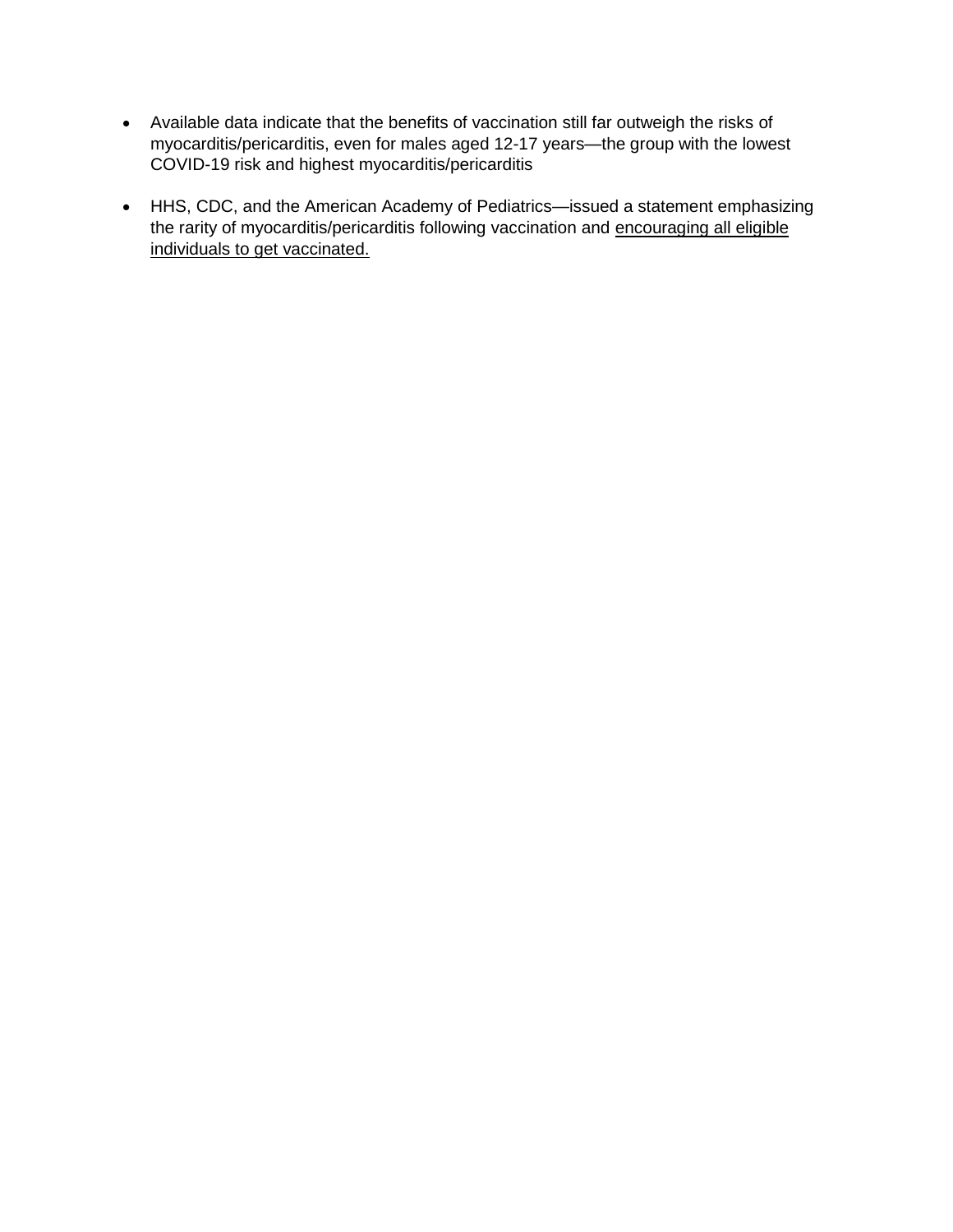- Available data indicate that the benefits of vaccination still far outweigh the risks of myocarditis/pericarditis, even for males aged 12-17 years—the group with the lowest COVID-19 risk and highest myocarditis/pericarditis

- HHS, CDC, and the American Academy of Pediatrics—issued a statement emphasizing the rarity of myocarditis/pericarditis following vaccination and <u>encouraging all eligible individuals to get vaccinated.</u>